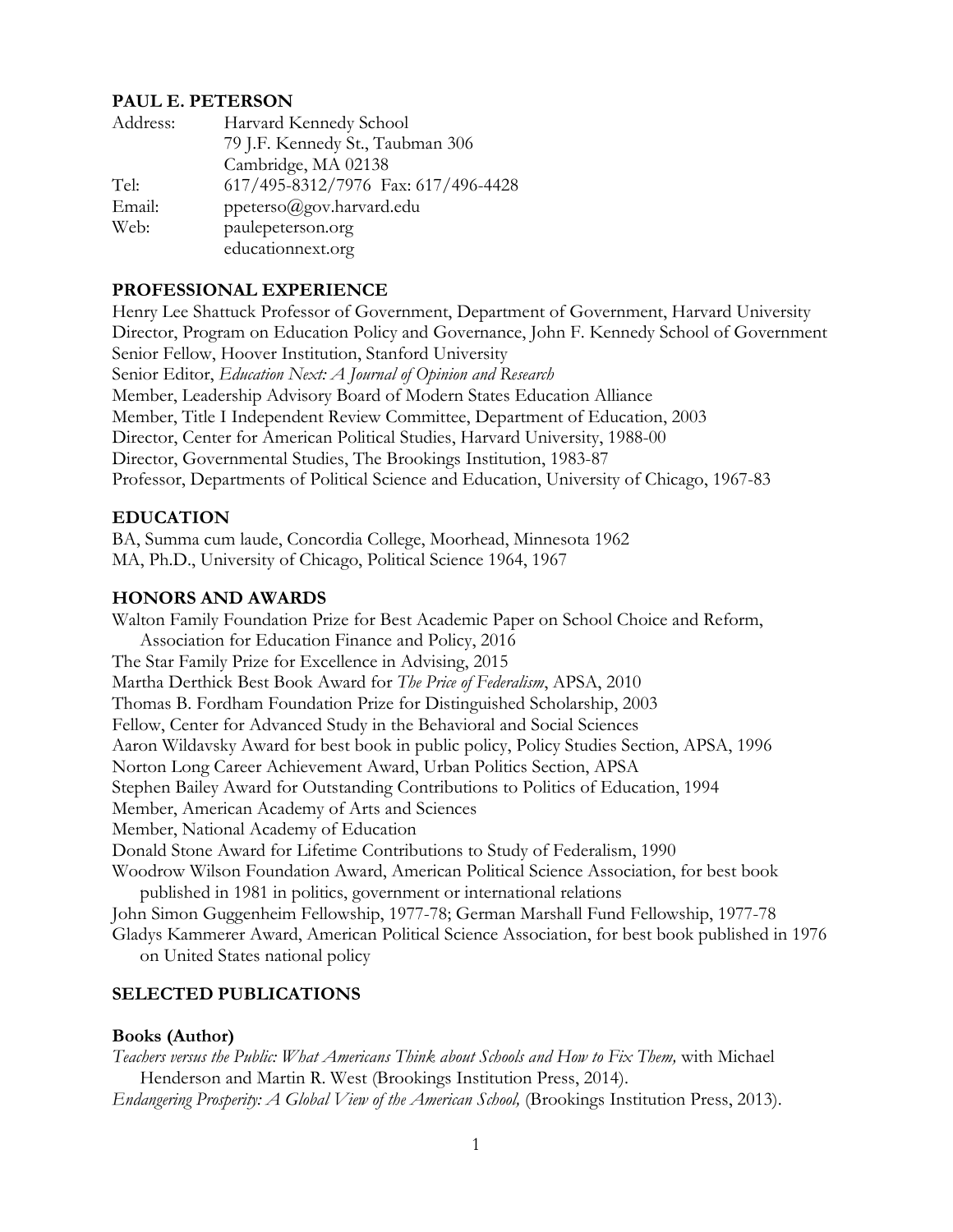# PAUL E. PETERSON

Address: Harvard Kennedy School
79 J.F. Kennedy St., Taubman 306
Cambridge, MA 02138

Tel: 617/495-8312/7976 Fax: 617/496-4428

Email: ppeterso@gov.harvard.edu

Web: paulepeterson.org
educationnext.org

## PROFESSIONAL EXPERIENCE

Henry Lee Shattuck Professor of Government, Department of Government, Harvard University
Director, Program on Education Policy and Governance, John F. Kennedy School of Government
Senior Fellow, Hoover Institution, Stanford University
Senior Editor, *Education Next: A Journal of Opinion and Research*
Member, Leadership Advisory Board of Modern States Education Alliance
Member, Title I Independent Review Committee, Department of Education, 2003
Director, Center for American Political Studies, Harvard University, 1988-00
Director, Governmental Studies, The Brookings Institution, 1983-87
Professor, Departments of Political Science and Education, University of Chicago, 1967-83

## EDUCATION

BA, Summa cum laude, Concordia College, Moorhead, Minnesota 1962
MA, Ph.D., University of Chicago, Political Science 1964, 1967

## HONORS AND AWARDS

Walton Family Foundation Prize for Best Academic Paper on School Choice and Reform, Association for Education Finance and Policy, 2016
The Star Family Prize for Excellence in Advising, 2015
Martha Derthick Best Book Award for *The Price of Federalism*, APSA, 2010
Thomas B. Fordham Foundation Prize for Distinguished Scholarship, 2003
Fellow, Center for Advanced Study in the Behavioral and Social Sciences
Aaron Wildavsky Award for best book in public policy, Policy Studies Section, APSA, 1996
Norton Long Career Achievement Award, Urban Politics Section, APSA
Stephen Bailey Award for Outstanding Contributions to Politics of Education, 1994
Member, American Academy of Arts and Sciences
Member, National Academy of Education
Donald Stone Award for Lifetime Contributions to Study of Federalism, 1990
Woodrow Wilson Foundation Award, American Political Science Association, for best book published in 1981 in politics, government or international relations
John Simon Guggenheim Fellowship, 1977-78; German Marshall Fund Fellowship, 1977-78
Gladys Kammerer Award, American Political Science Association, for best book published in 1976 on United States national policy

## SELECTED PUBLICATIONS

### Books (Author)

*Teachers versus the Public: What Americans Think about Schools and How to Fix Them,* with Michael Henderson and Martin R. West (Brookings Institution Press, 2014).
*Endangering Prosperity: A Global View of the American School,* (Brookings Institution Press, 2013).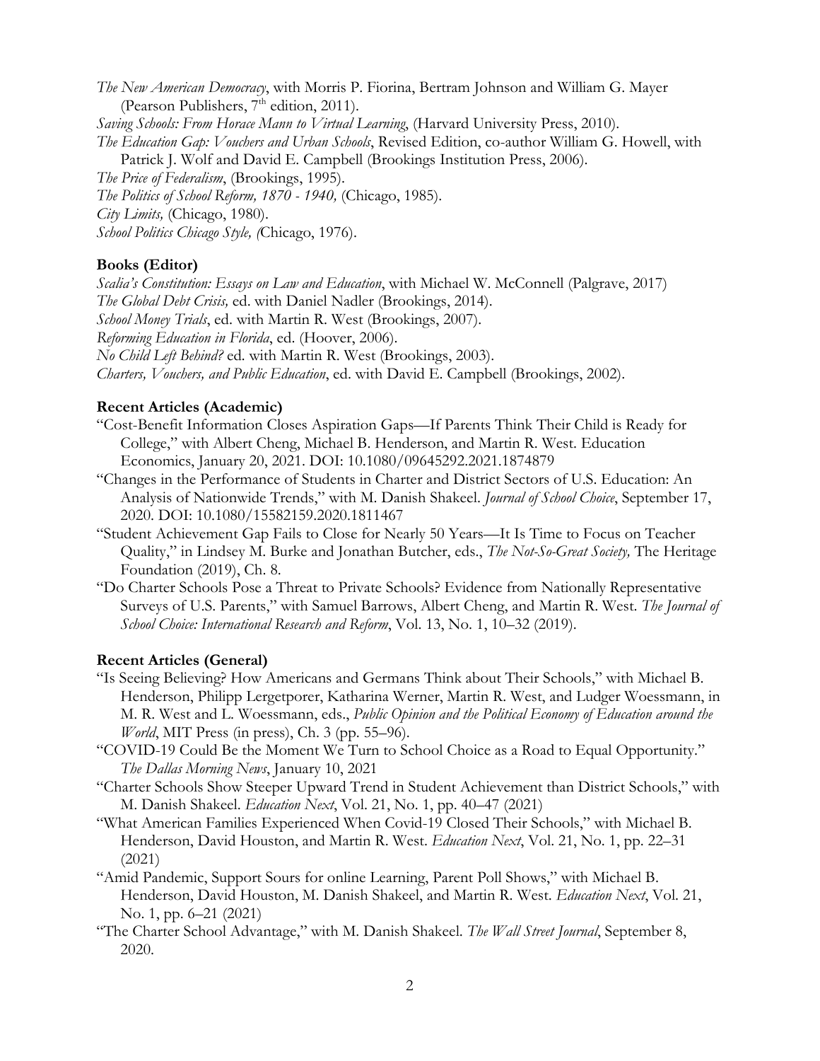*The New American Democracy*, with Morris P. Fiorina, Bertram Johnson and William G. Mayer (Pearson Publishers, 7th edition, 2011).
*Saving Schools: From Horace Mann to Virtual Learning*, (Harvard University Press, 2010).
*The Education Gap: Vouchers and Urban Schools*, Revised Edition, co-author William G. Howell, with Patrick J. Wolf and David E. Campbell (Brookings Institution Press, 2006).
*The Price of Federalism*, (Brookings, 1995).
*The Politics of School Reform, 1870 - 1940,* (Chicago, 1985).
*City Limits,* (Chicago, 1980).
*School Politics Chicago Style, (*Chicago, 1976).

**Books (Editor)**

*Scalia's Constitution: Essays on Law and Education*, with Michael W. McConnell (Palgrave, 2017)
*The Global Debt Crisis,* ed. with Daniel Nadler (Brookings, 2014).
*School Money Trials*, ed. with Martin R. West (Brookings, 2007).
*Reforming Education in Florida*, ed. (Hoover, 2006).
*No Child Left Behind?* ed. with Martin R. West (Brookings, 2003).
*Charters, Vouchers, and Public Education*, ed. with David E. Campbell (Brookings, 2002).

**Recent Articles (Academic)**

"Cost-Benefit Information Closes Aspiration Gaps—If Parents Think Their Child is Ready for College," with Albert Cheng, Michael B. Henderson, and Martin R. West. Education Economics, January 20, 2021. DOI: 10.1080/09645292.2021.1874879

"Changes in the Performance of Students in Charter and District Sectors of U.S. Education: An Analysis of Nationwide Trends," with M. Danish Shakeel. *Journal of School Choice*, September 17, 2020. DOI: 10.1080/15582159.2020.1811467

"Student Achievement Gap Fails to Close for Nearly 50 Years—It Is Time to Focus on Teacher Quality," in Lindsey M. Burke and Jonathan Butcher, eds., *The Not-So-Great Society,* The Heritage Foundation (2019), Ch. 8.

"Do Charter Schools Pose a Threat to Private Schools? Evidence from Nationally Representative Surveys of U.S. Parents," with Samuel Barrows, Albert Cheng, and Martin R. West. *The Journal of School Choice: International Research and Reform*, Vol. 13, No. 1, 10–32 (2019).

**Recent Articles (General)**

"Is Seeing Believing? How Americans and Germans Think about Their Schools," with Michael B. Henderson, Philipp Lergetporer, Katharina Werner, Martin R. West, and Ludger Woessmann, in M. R. West and L. Woessmann, eds., *Public Opinion and the Political Economy of Education around the World*, MIT Press (in press), Ch. 3 (pp. 55–96).

"COVID-19 Could Be the Moment We Turn to School Choice as a Road to Equal Opportunity." *The Dallas Morning News*, January 10, 2021

"Charter Schools Show Steeper Upward Trend in Student Achievement than District Schools," with M. Danish Shakeel. *Education Next*, Vol. 21, No. 1, pp. 40–47 (2021)

"What American Families Experienced When Covid-19 Closed Their Schools," with Michael B. Henderson, David Houston, and Martin R. West. *Education Next*, Vol. 21, No. 1, pp. 22–31 (2021)

"Amid Pandemic, Support Sours for online Learning, Parent Poll Shows," with Michael B. Henderson, David Houston, M. Danish Shakeel, and Martin R. West. *Education Next*, Vol. 21, No. 1, pp. 6–21 (2021)

"The Charter School Advantage," with M. Danish Shakeel. *The Wall Street Journal*, September 8, 2020.